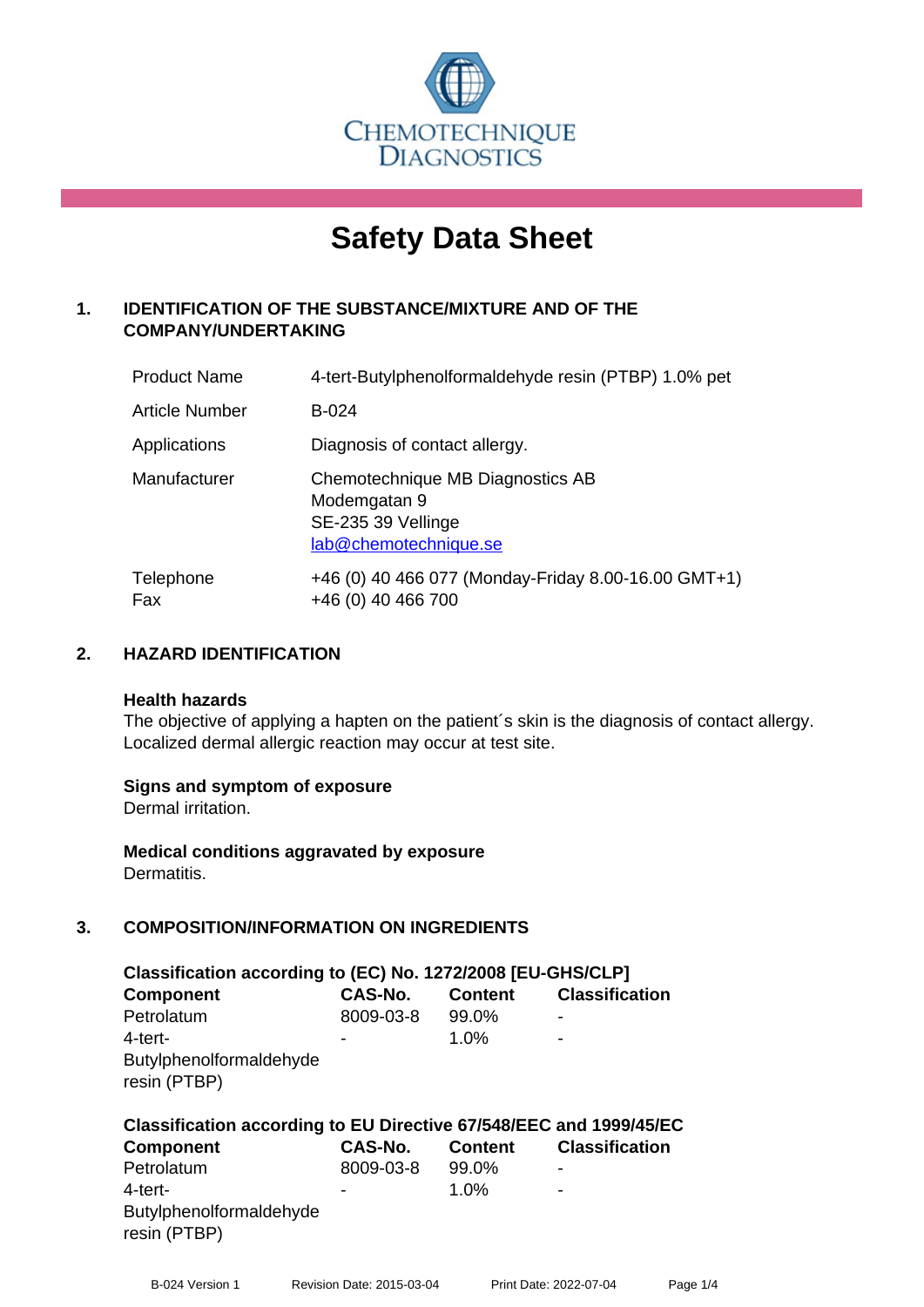CHEMOTECHNIQUE DIAGNOSTICS

# Safety Data Sheet

## 1. IDENTIFICATION OF THE SUBSTANCE/MIXTURE AND OF THE COMPANY/UNDERTAKING

| | |
|---|---|
| Product Name | 4-tert-Butylphenolformaldehyde resin (PTBP) 1.0% pet |
| Article Number | B-024 |
| Applications | Diagnosis of contact allergy. |
| Manufacturer | Chemotechnique MB Diagnostics AB<br>Modemgatan 9<br>SE-235 39 Vellinge<br>lab@chemotechnique.se |
| Telephone<br>Fax | +46 (0) 40 466 077 (Monday-Friday 8.00-16.00 GMT+1)<br>+46 (0) 40 466 700 |

## 2. HAZARD IDENTIFICATION

**Health hazards**
The objective of applying a hapten on the patient´s skin is the diagnosis of contact allergy. Localized dermal allergic reaction may occur at test site.

**Signs and symptom of exposure**
Dermal irritation.

**Medical conditions aggravated by exposure**
Dermatitis.

## 3. COMPOSITION/INFORMATION ON INGREDIENTS

**Classification according to (EC) No. 1272/2008 [EU-GHS/CLP]**

| Component | CAS-No. | Content | Classification |
|---|---|---|---|
| Petrolatum | 8009-03-8 | 99.0% | - |
| 4-tert-Butylphenolformaldehyde resin (PTBP) | - | 1.0% | - |

**Classification according to EU Directive 67/548/EEC and 1999/45/EC**

| Component | CAS-No. | Content | Classification |
|---|---|---|---|
| Petrolatum | 8009-03-8 | 99.0% | - |
| 4-tert-Butylphenolformaldehyde resin (PTBP) | - | 1.0% | - |

B-024 Version 1 Revision Date: 2015-03-04 Print Date: 2022-07-04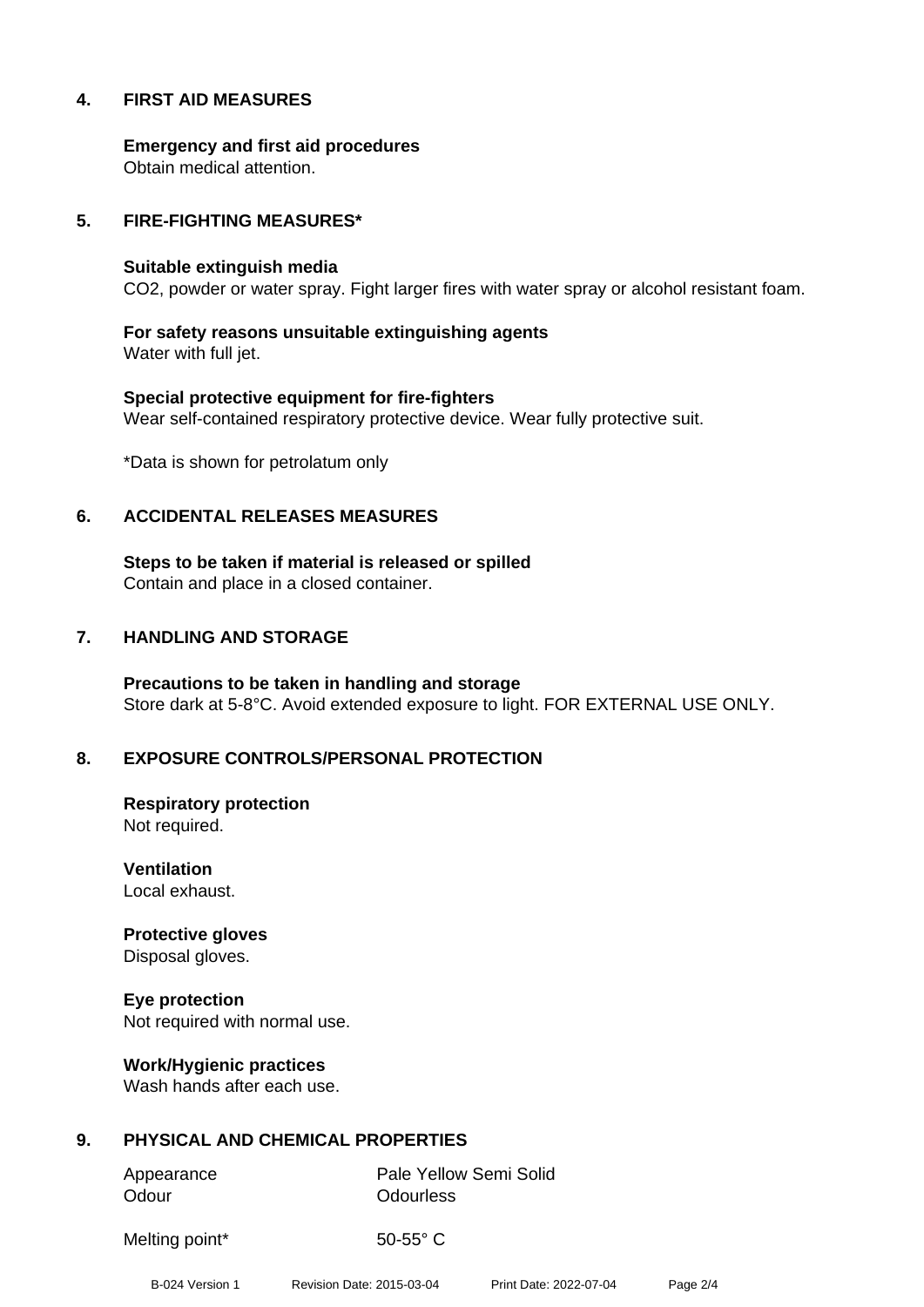## 4. FIRST AID MEASURES

**Emergency and first aid procedures**
Obtain medical attention.

## 5. FIRE-FIGHTING MEASURES*

**Suitable extinguish media**
$CO_2$, powder or water spray. Fight larger fires with water spray or alcohol resistant foam.

**For safety reasons unsuitable extinguishing agents**
Water with full jet.

**Special protective equipment for fire-fighters**
Wear self-contained respiratory protective device. Wear fully protective suit.

*Data is shown for petrolatum only

## 6. ACCIDENTAL RELEASES MEASURES

**Steps to be taken if material is released or spilled**
Contain and place in a closed container.

## 7. HANDLING AND STORAGE

**Precautions to be taken in handling and storage**
Store dark at 5-8°C. Avoid extended exposure to light. FOR EXTERNAL USE ONLY.

## 8. EXPOSURE CONTROLS/PERSONAL PROTECTION

**Respiratory protection**
Not required.

**Ventilation**
Local exhaust.

**Protective gloves**
Disposal gloves.

**Eye protection**
Not required with normal use.

**Work/Hygienic practices**
Wash hands after each use.

## 9. PHYSICAL AND CHEMICAL PROPERTIES

| | |
|---|---|
| Appearance | Pale Yellow Semi Solid |
| Odour | Odourless |
| Melting point* | 50-55° C |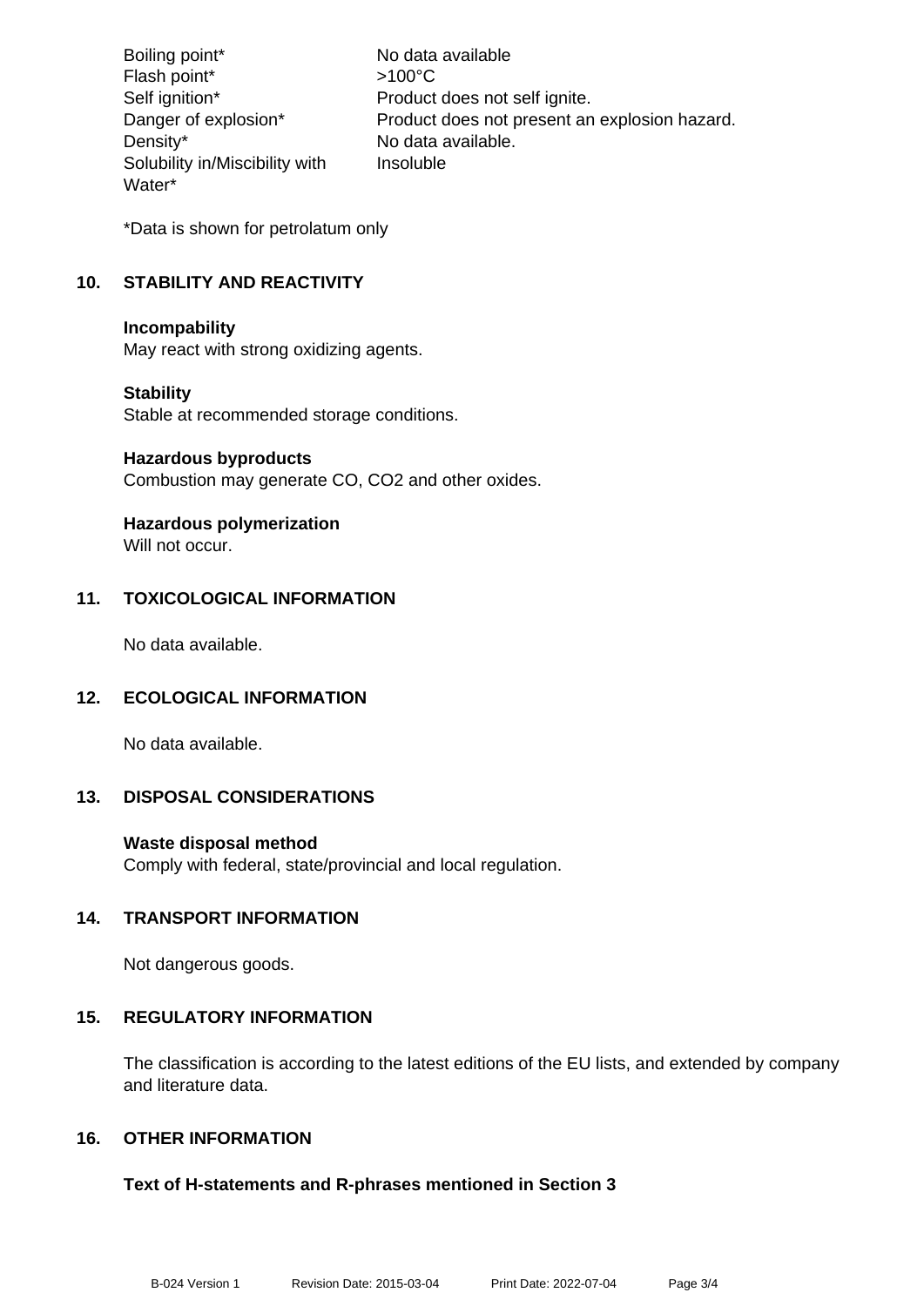| | |
|---|---|
| Boiling point* | No data available |
| Flash point* | >100°C |
| Self ignition* | Product does not self ignite. |
| Danger of explosion* | Product does not present an explosion hazard. |
| Density* | No data available. |
| Solubility in/Miscibility with Water* | Insoluble |

*Data is shown for petrolatum only

## 10. STABILITY AND REACTIVITY

**Incompability**
May react with strong oxidizing agents.

**Stability**
Stable at recommended storage conditions.

**Hazardous byproducts**
Combustion may generate CO, $CO_2$ and other oxides.

**Hazardous polymerization**
Will not occur.

## 11. TOXICOLOGICAL INFORMATION

No data available.

## 12. ECOLOGICAL INFORMATION

No data available.

## 13. DISPOSAL CONSIDERATIONS

**Waste disposal method**
Comply with federal, state/provincial and local regulation.

## 14. TRANSPORT INFORMATION

Not dangerous goods.

## 15. REGULATORY INFORMATION

The classification is according to the latest editions of the EU lists, and extended by company and literature data.

## 16. OTHER INFORMATION

**Text of H-statements and R-phrases mentioned in Section 3**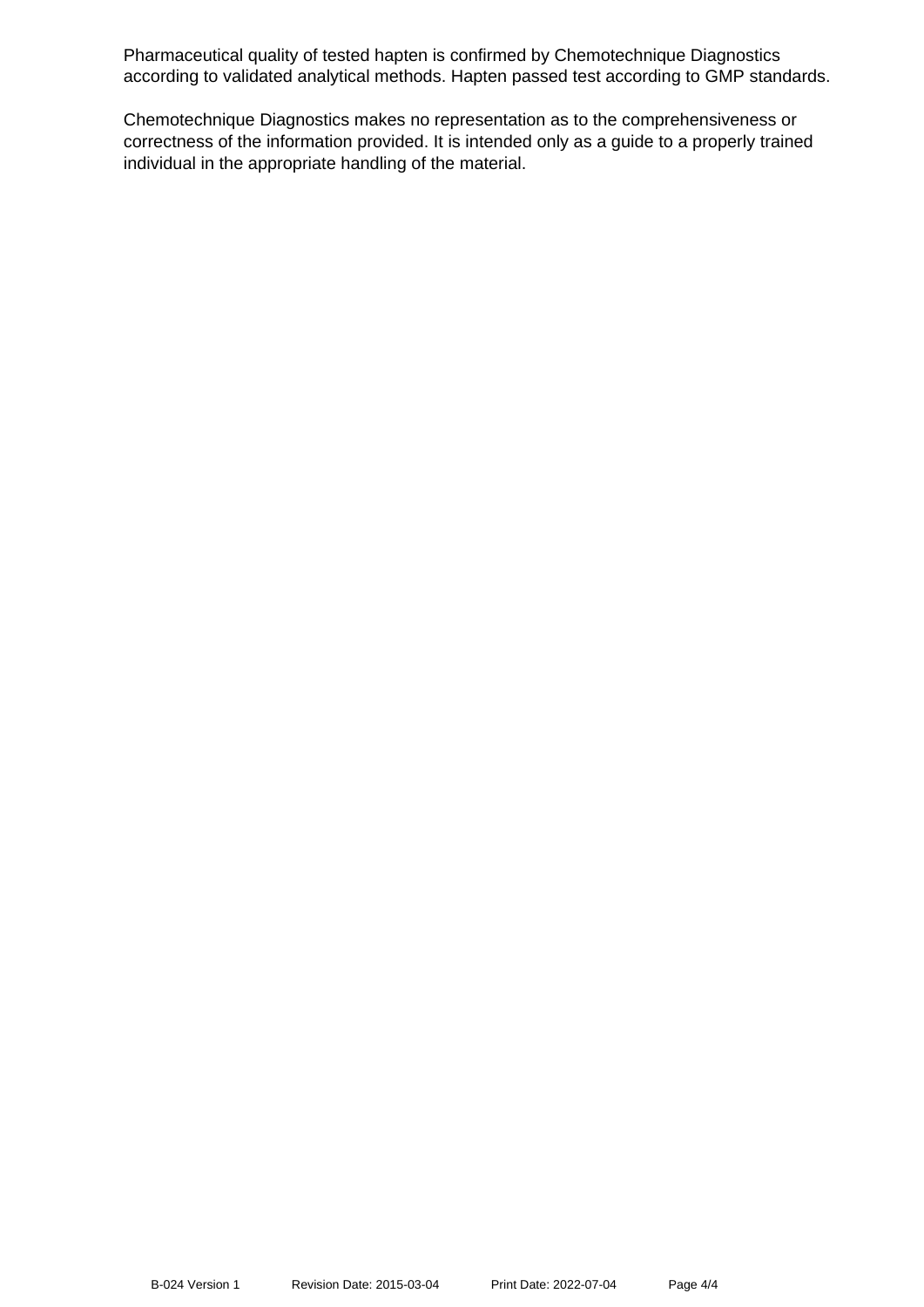Pharmaceutical quality of tested hapten is confirmed by Chemotechnique Diagnostics according to validated analytical methods. Hapten passed test according to GMP standards.

Chemotechnique Diagnostics makes no representation as to the comprehensiveness or correctness of the information provided. It is intended only as a guide to a properly trained individual in the appropriate handling of the material.